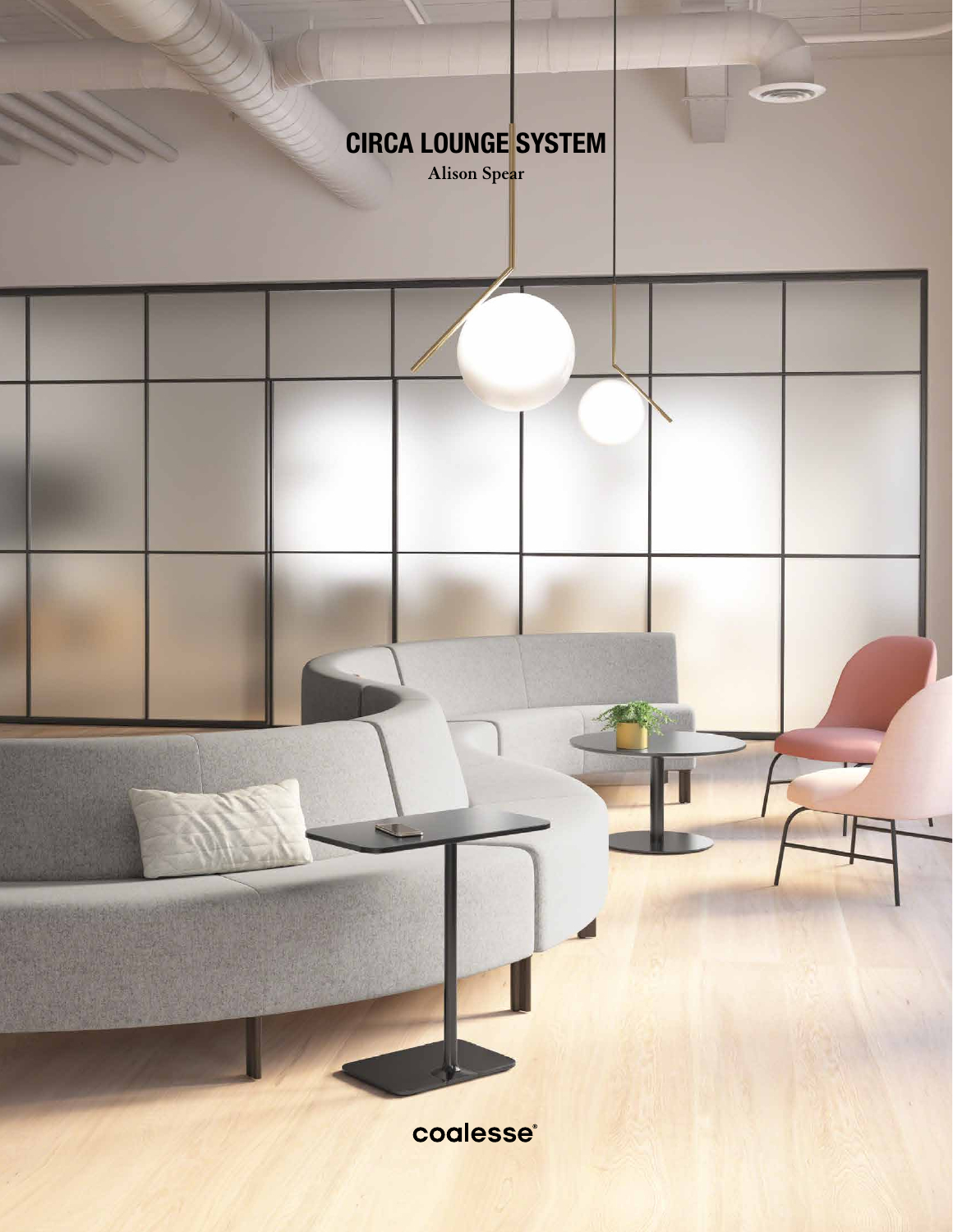# CIRCA LOUNGE SYSTEM

Alison Spear

coalesse®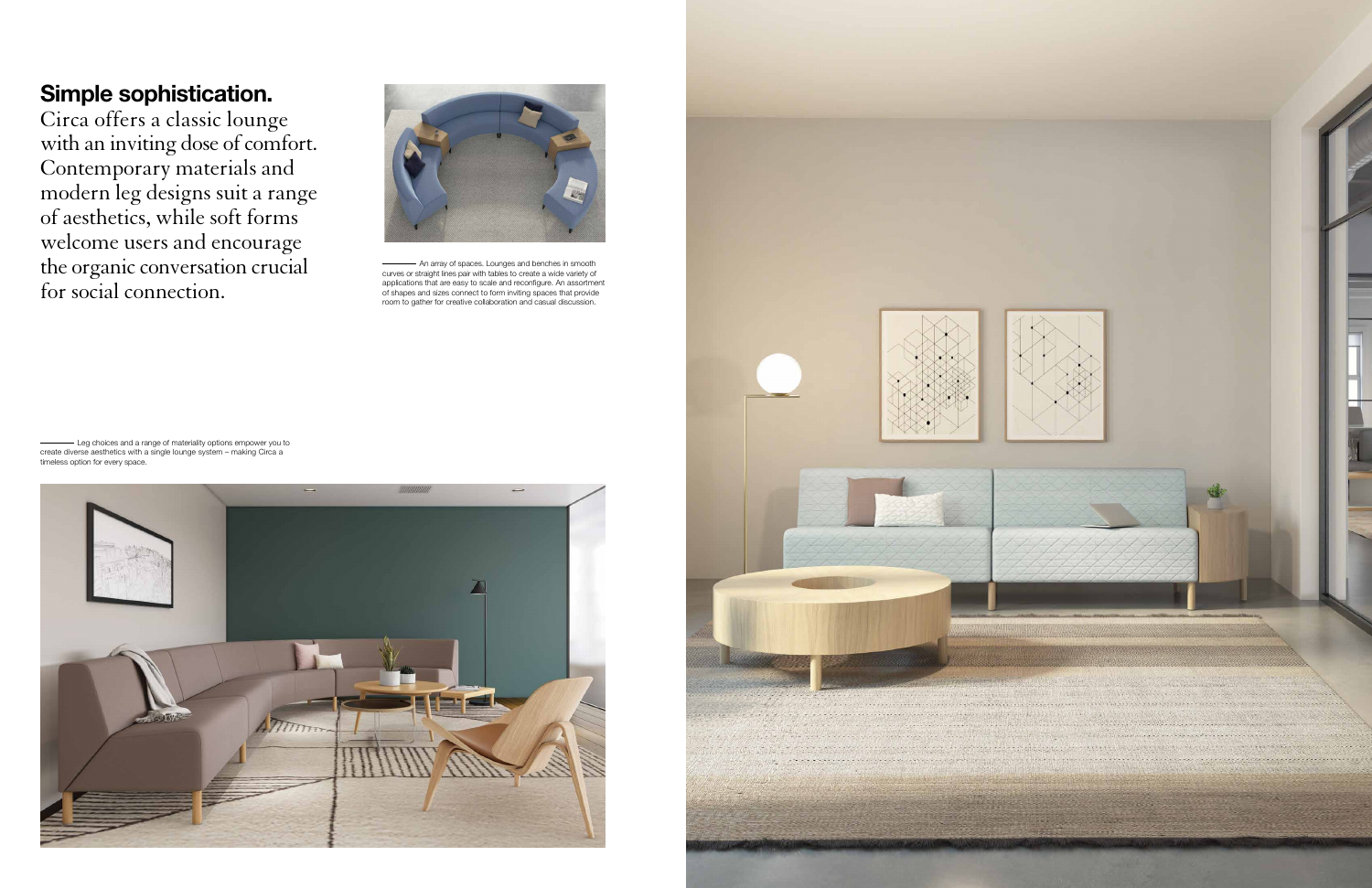## Simple sophistication.

Circa offers a classic lounge with an inviting dose of comfort. Contemporary materials and modern leg designs suit a range of aesthetics, while soft forms welcome users and encourage the organic conversation crucial for social connection.

An array of spaces. Lounges and benches in smooth curves or straight lines pair with tables to create a wide variety of applications that are easy to scale and reconfigure. An assortment of shapes and sizes connect to form inviting spaces that provide room to gather for creative collaboration and casual discussion.

Leg choices and a range of materiality options empower you to create diverse aesthetics with a single lounge system – making Circa a timeless option for every space.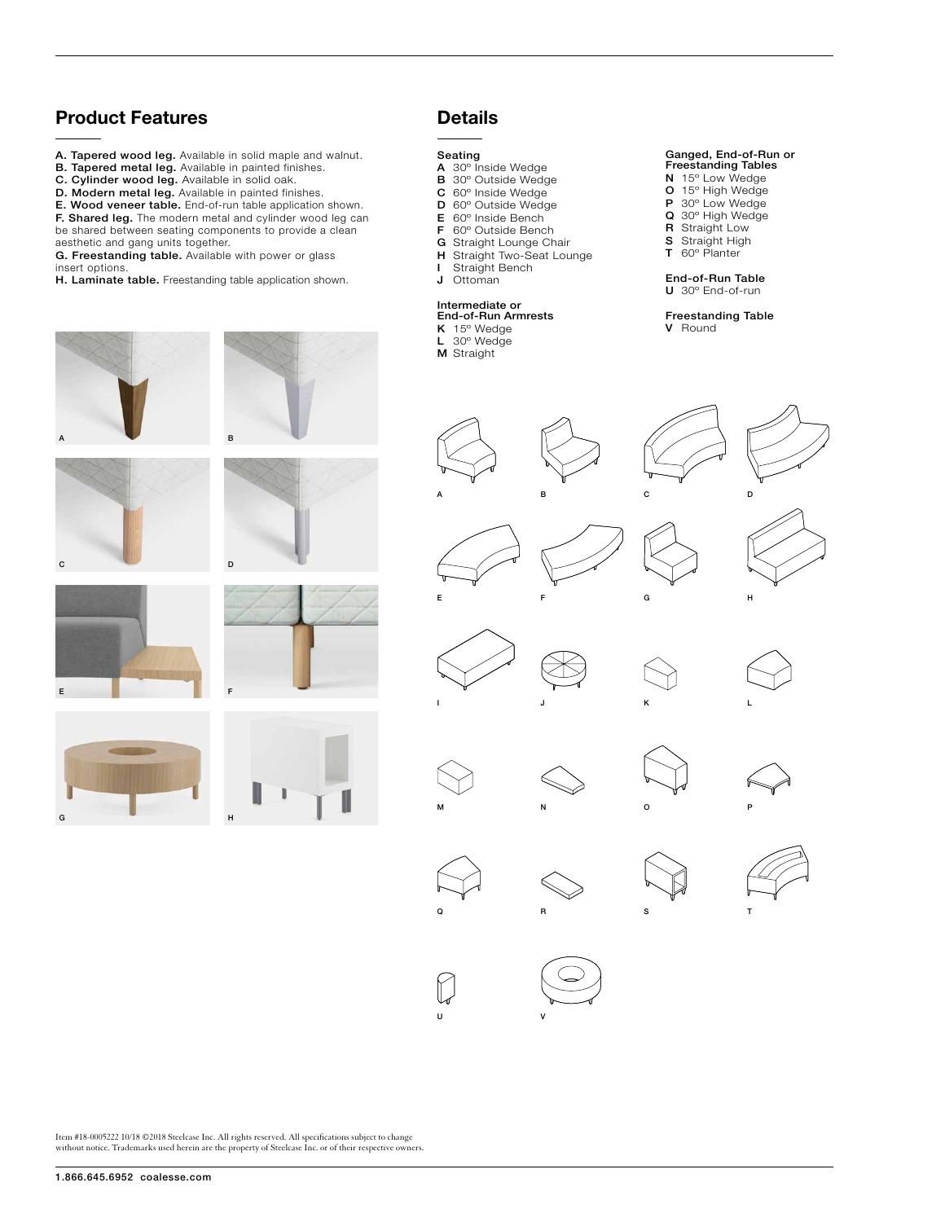## Product Features

**A. Tapered wood leg.** Available in solid maple and walnut.
**B. Tapered metal leg.** Available in painted finishes.
**C. Cylinder wood leg.** Available in solid oak.
**D. Modern metal leg.** Available in painted finishes.
**E. Wood veneer table.** End-of-run table application shown.
**F. Shared leg.** The modern metal and cylinder wood leg can be shared between seating components to provide a clean aesthetic and gang units together.
**G. Freestanding table.** Available with power or glass insert options.
**H. Laminate table.** Freestanding table application shown.

A

B

C

D

E

F

G

H

## Details

**Seating**
**A** 30º Inside Wedge
**B** 30º Outside Wedge
**C** 60º Inside Wedge
**D** 60º Outside Wedge
**E** 60º Inside Bench
**F** 60º Outside Bench
**G** Straight Lounge Chair
**H** Straight Two-Seat Lounge
**I** Straight Bench
**J** Ottoman

**Intermediate or End-of-Run Armrests**
**K** 15º Wedge
**L** 30º Wedge
**M** Straight

**Ganged, End-of-Run or Freestanding Tables**
**N** 15º Low Wedge
**O** 15º High Wedge
**P** 30º Low Wedge
**Q** 30º High Wedge
**R** Straight Low
**S** Straight High
**T** 60º Planter

**End-of-Run Table**
**U** 30º End-of-run

**Freestanding Table**
**V** Round

A B C D

E F G H

I J K L

M N O P

Q R S T

U V

Item #18-0005222 10/18 ©2018 Steelcase Inc. All rights reserved. All specifications subject to change without notice. Trademarks used herein are the property of Steelcase Inc. or of their respective owners.

1.866.645.6952 coalesse.com